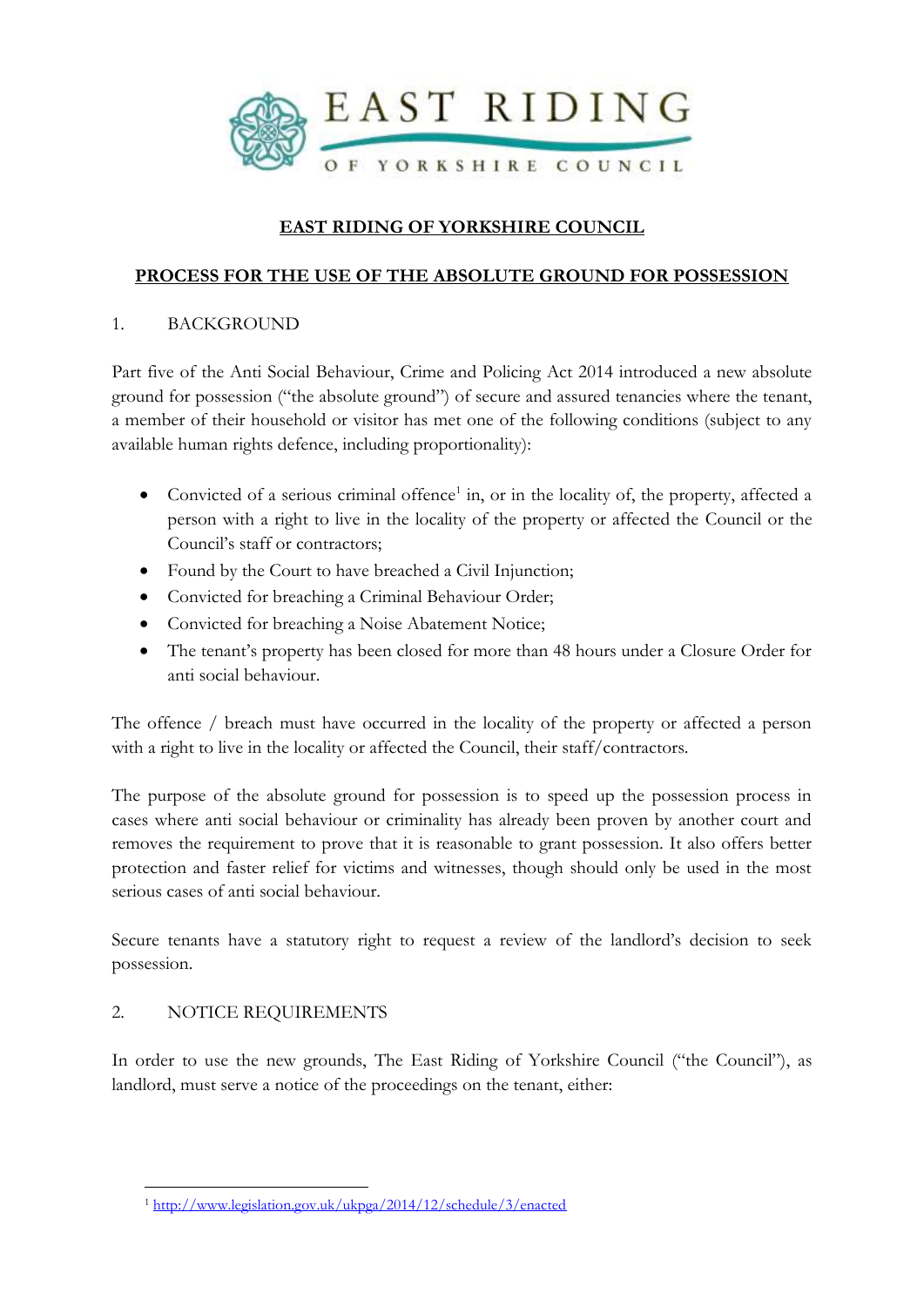# EAST RIDING OF YORKSHIRE COUNCIL

## PROCESS FOR THE USE OF THE ABSOLUTE GROUND FOR POSSESSION

### 1. BACKGROUND

Part five of the Anti Social Behaviour, Crime and Policing Act 2014 introduced a new absolute ground for possession ("the absolute ground") of secure and assured tenancies where the tenant, a member of their household or visitor has met one of the following conditions (subject to any available human rights defence, including proportionality):

- Convicted of a serious criminal offence[1] in, or in the locality of, the property, affected a person with a right to live in the locality of the property or affected the Council or the Council's staff or contractors;
- Found by the Court to have breached a Civil Injunction;
- Convicted for breaching a Criminal Behaviour Order;
- Convicted for breaching a Noise Abatement Notice;
- The tenant's property has been closed for more than 48 hours under a Closure Order for anti social behaviour.

The offence / breach must have occurred in the locality of the property or affected a person with a right to live in the locality or affected the Council, their staff/contractors.

The purpose of the absolute ground for possession is to speed up the possession process in cases where anti social behaviour or criminality has already been proven by another court and removes the requirement to prove that it is reasonable to grant possession. It also offers better protection and faster relief for victims and witnesses, though should only be used in the most serious cases of anti social behaviour.

Secure tenants have a statutory right to request a review of the landlord's decision to seek possession.

### 2. NOTICE REQUIREMENTS

In order to use the new grounds, The East Riding of Yorkshire Council ("the Council"), as landlord, must serve a notice of the proceedings on the tenant, either:

[1] http://www.legislation.gov.uk/ukpga/2014/12/schedule/3/enacted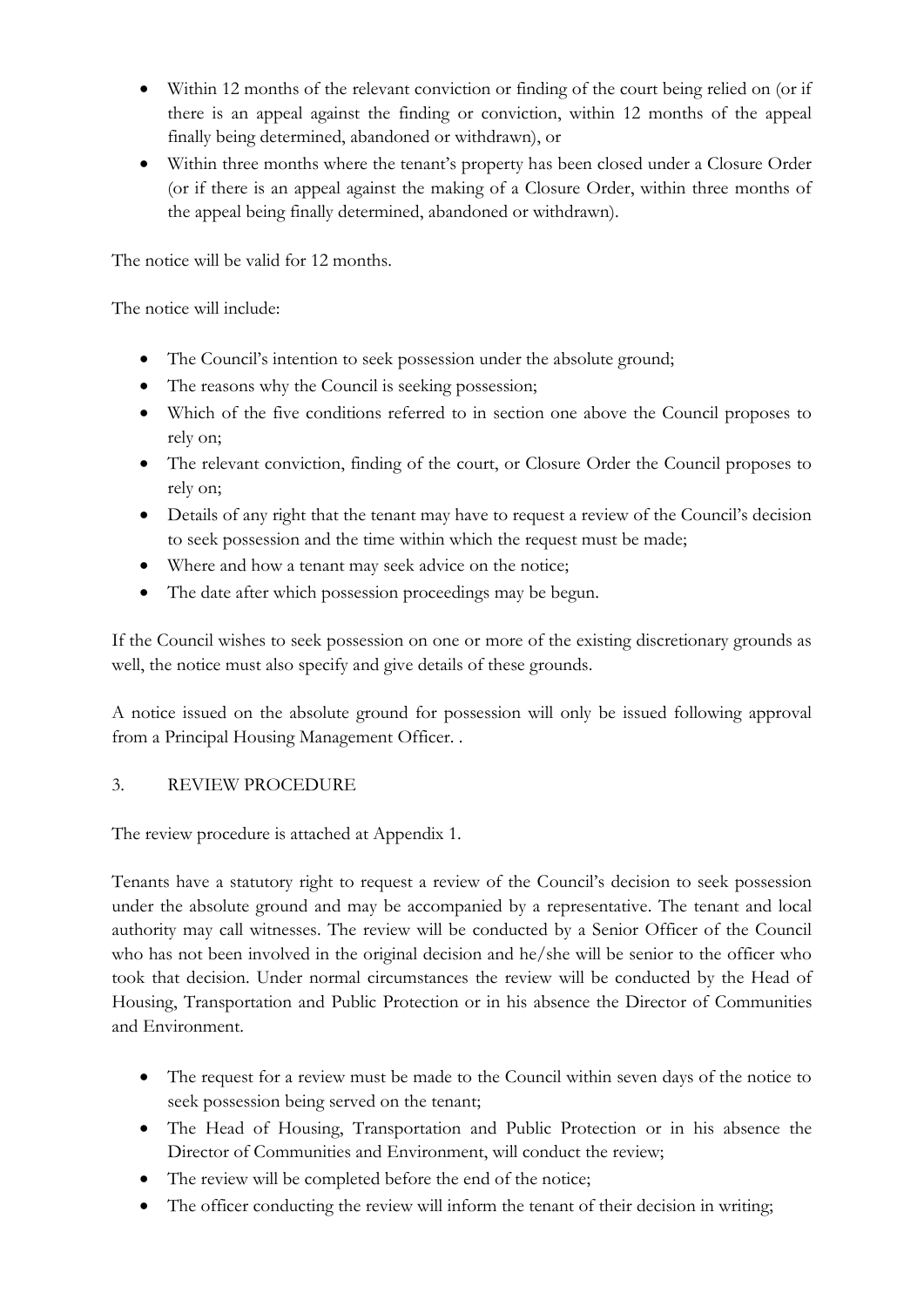- Within 12 months of the relevant conviction or finding of the court being relied on (or if there is an appeal against the finding or conviction, within 12 months of the appeal finally being determined, abandoned or withdrawn), or
- Within three months where the tenant's property has been closed under a Closure Order (or if there is an appeal against the making of a Closure Order, within three months of the appeal being finally determined, abandoned or withdrawn).

The notice will be valid for 12 months.

The notice will include:

- The Council's intention to seek possession under the absolute ground;
- The reasons why the Council is seeking possession;
- Which of the five conditions referred to in section one above the Council proposes to rely on;
- The relevant conviction, finding of the court, or Closure Order the Council proposes to rely on;
- Details of any right that the tenant may have to request a review of the Council's decision to seek possession and the time within which the request must be made;
- Where and how a tenant may seek advice on the notice;
- The date after which possession proceedings may be begun.

If the Council wishes to seek possession on one or more of the existing discretionary grounds as well, the notice must also specify and give details of these grounds.

A notice issued on the absolute ground for possession will only be issued following approval from a Principal Housing Management Officer. .

## 3. REVIEW PROCEDURE

The review procedure is attached at Appendix 1.

Tenants have a statutory right to request a review of the Council's decision to seek possession under the absolute ground and may be accompanied by a representative. The tenant and local authority may call witnesses. The review will be conducted by a Senior Officer of the Council who has not been involved in the original decision and he/she will be senior to the officer who took that decision. Under normal circumstances the review will be conducted by the Head of Housing, Transportation and Public Protection or in his absence the Director of Communities and Environment.

- The request for a review must be made to the Council within seven days of the notice to seek possession being served on the tenant;
- The Head of Housing, Transportation and Public Protection or in his absence the Director of Communities and Environment, will conduct the review;
- The review will be completed before the end of the notice;
- The officer conducting the review will inform the tenant of their decision in writing;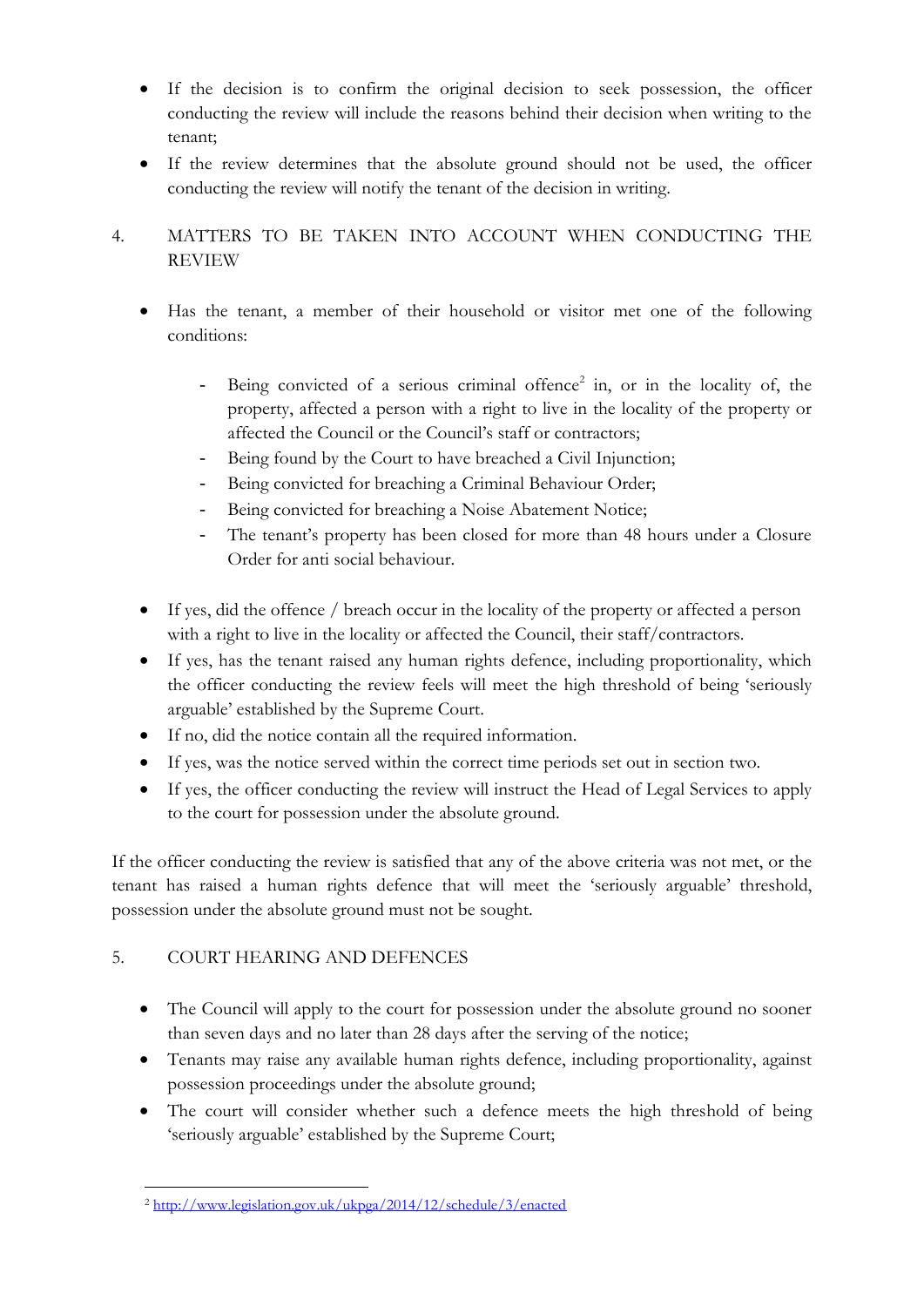- If the decision is to confirm the original decision to seek possession, the officer conducting the review will include the reasons behind their decision when writing to the tenant;
- If the review determines that the absolute ground should not be used, the officer conducting the review will notify the tenant of the decision in writing.

## 4. MATTERS TO BE TAKEN INTO ACCOUNT WHEN CONDUCTING THE REVIEW

- Has the tenant, a member of their household or visitor met one of the following conditions:
  - Being convicted of a serious criminal offence[2] in, or in the locality of, the property, affected a person with a right to live in the locality of the property or affected the Council or the Council's staff or contractors;
  - Being found by the Court to have breached a Civil Injunction;
  - Being convicted for breaching a Criminal Behaviour Order;
  - Being convicted for breaching a Noise Abatement Notice;
  - The tenant's property has been closed for more than 48 hours under a Closure Order for anti social behaviour.
- If yes, did the offence / breach occur in the locality of the property or affected a person with a right to live in the locality or affected the Council, their staff/contractors.
- If yes, has the tenant raised any human rights defence, including proportionality, which the officer conducting the review feels will meet the high threshold of being 'seriously arguable' established by the Supreme Court.
- If no, did the notice contain all the required information.
- If yes, was the notice served within the correct time periods set out in section two.
- If yes, the officer conducting the review will instruct the Head of Legal Services to apply to the court for possession under the absolute ground.

If the officer conducting the review is satisfied that any of the above criteria was not met, or the tenant has raised a human rights defence that will meet the 'seriously arguable' threshold, possession under the absolute ground must not be sought.

## 5. COURT HEARING AND DEFENCES

- The Council will apply to the court for possession under the absolute ground no sooner than seven days and no later than 28 days after the serving of the notice;
- Tenants may raise any available human rights defence, including proportionality, against possession proceedings under the absolute ground;
- The court will consider whether such a defence meets the high threshold of being 'seriously arguable' established by the Supreme Court;

---

[2] http://www.legislation.gov.uk/ukpga/2014/12/schedule/3/enacted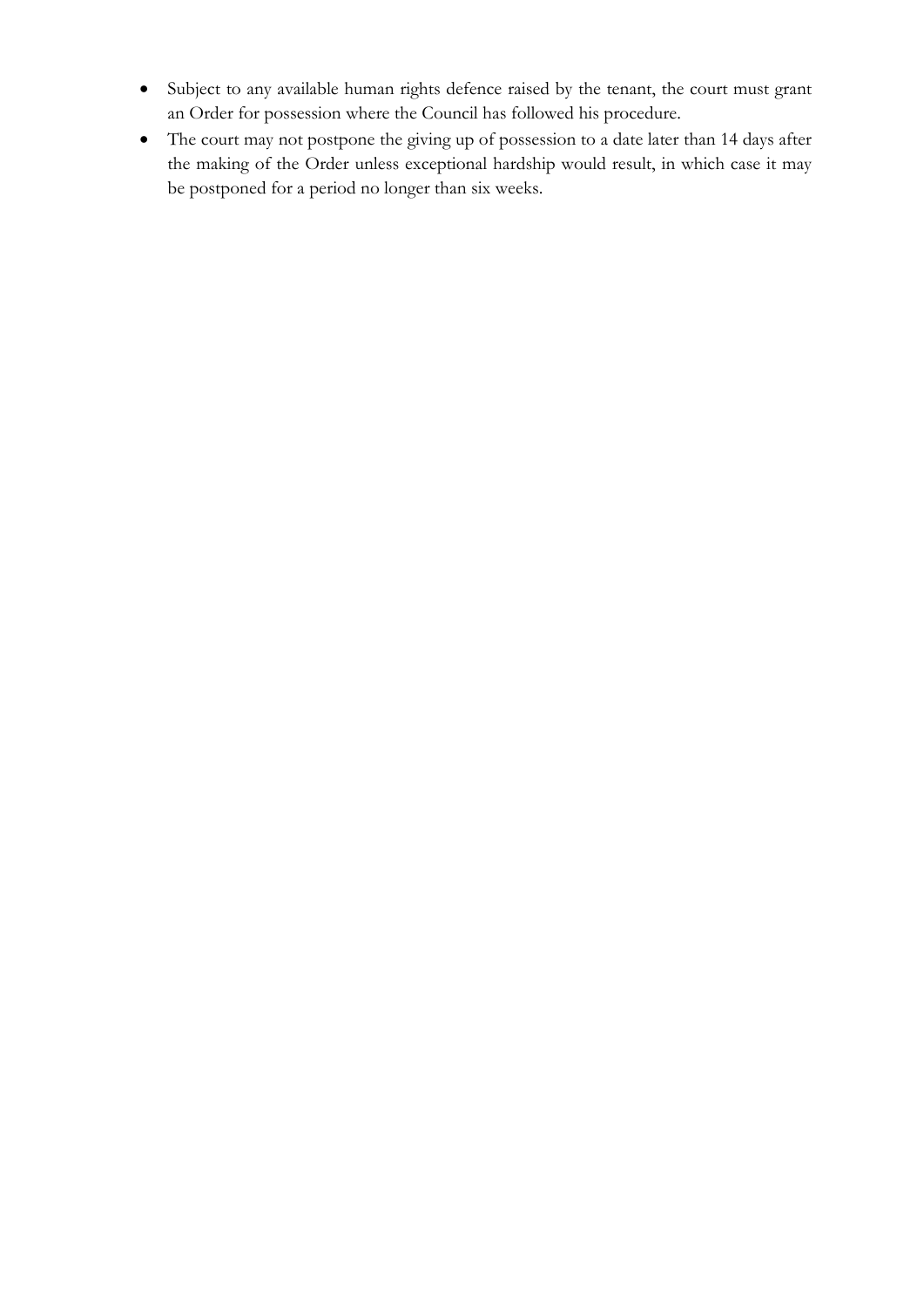- Subject to any available human rights defence raised by the tenant, the court must grant an Order for possession where the Council has followed his procedure.
- The court may not postpone the giving up of possession to a date later than 14 days after the making of the Order unless exceptional hardship would result, in which case it may be postponed for a period no longer than six weeks.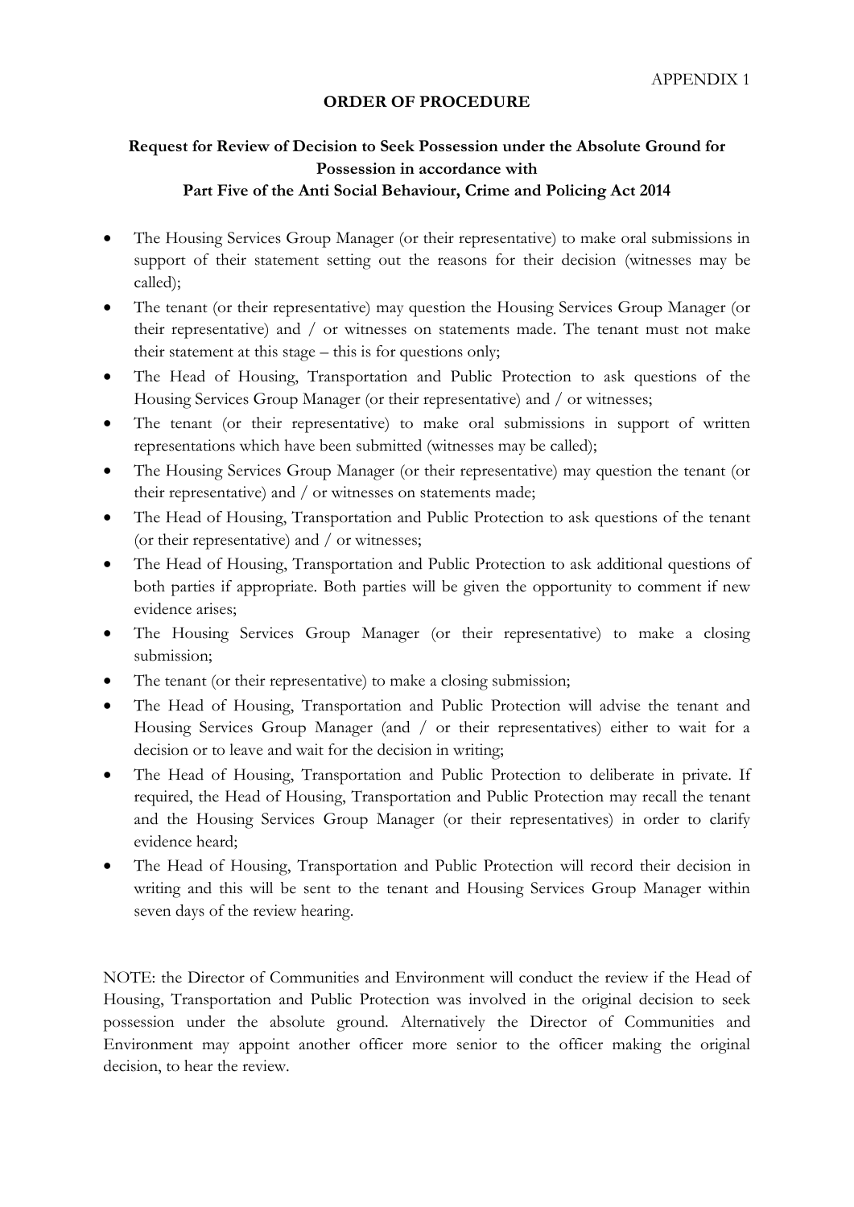APPENDIX 1

**ORDER OF PROCEDURE**

**Request for Review of Decision to Seek Possession under the Absolute Ground for Possession in accordance with Part Five of the Anti Social Behaviour, Crime and Policing Act 2014**

- The Housing Services Group Manager (or their representative) to make oral submissions in support of their statement setting out the reasons for their decision (witnesses may be called);
- The tenant (or their representative) may question the Housing Services Group Manager (or their representative) and / or witnesses on statements made. The tenant must not make their statement at this stage – this is for questions only;
- The Head of Housing, Transportation and Public Protection to ask questions of the Housing Services Group Manager (or their representative) and / or witnesses;
- The tenant (or their representative) to make oral submissions in support of written representations which have been submitted (witnesses may be called);
- The Housing Services Group Manager (or their representative) may question the tenant (or their representative) and / or witnesses on statements made;
- The Head of Housing, Transportation and Public Protection to ask questions of the tenant (or their representative) and / or witnesses;
- The Head of Housing, Transportation and Public Protection to ask additional questions of both parties if appropriate. Both parties will be given the opportunity to comment if new evidence arises;
- The Housing Services Group Manager (or their representative) to make a closing submission;
- The tenant (or their representative) to make a closing submission;
- The Head of Housing, Transportation and Public Protection will advise the tenant and Housing Services Group Manager (and / or their representatives) either to wait for a decision or to leave and wait for the decision in writing;
- The Head of Housing, Transportation and Public Protection to deliberate in private. If required, the Head of Housing, Transportation and Public Protection may recall the tenant and the Housing Services Group Manager (or their representatives) in order to clarify evidence heard;
- The Head of Housing, Transportation and Public Protection will record their decision in writing and this will be sent to the tenant and Housing Services Group Manager within seven days of the review hearing.

NOTE: the Director of Communities and Environment will conduct the review if the Head of Housing, Transportation and Public Protection was involved in the original decision to seek possession under the absolute ground. Alternatively the Director of Communities and Environment may appoint another officer more senior to the officer making the original decision, to hear the review.